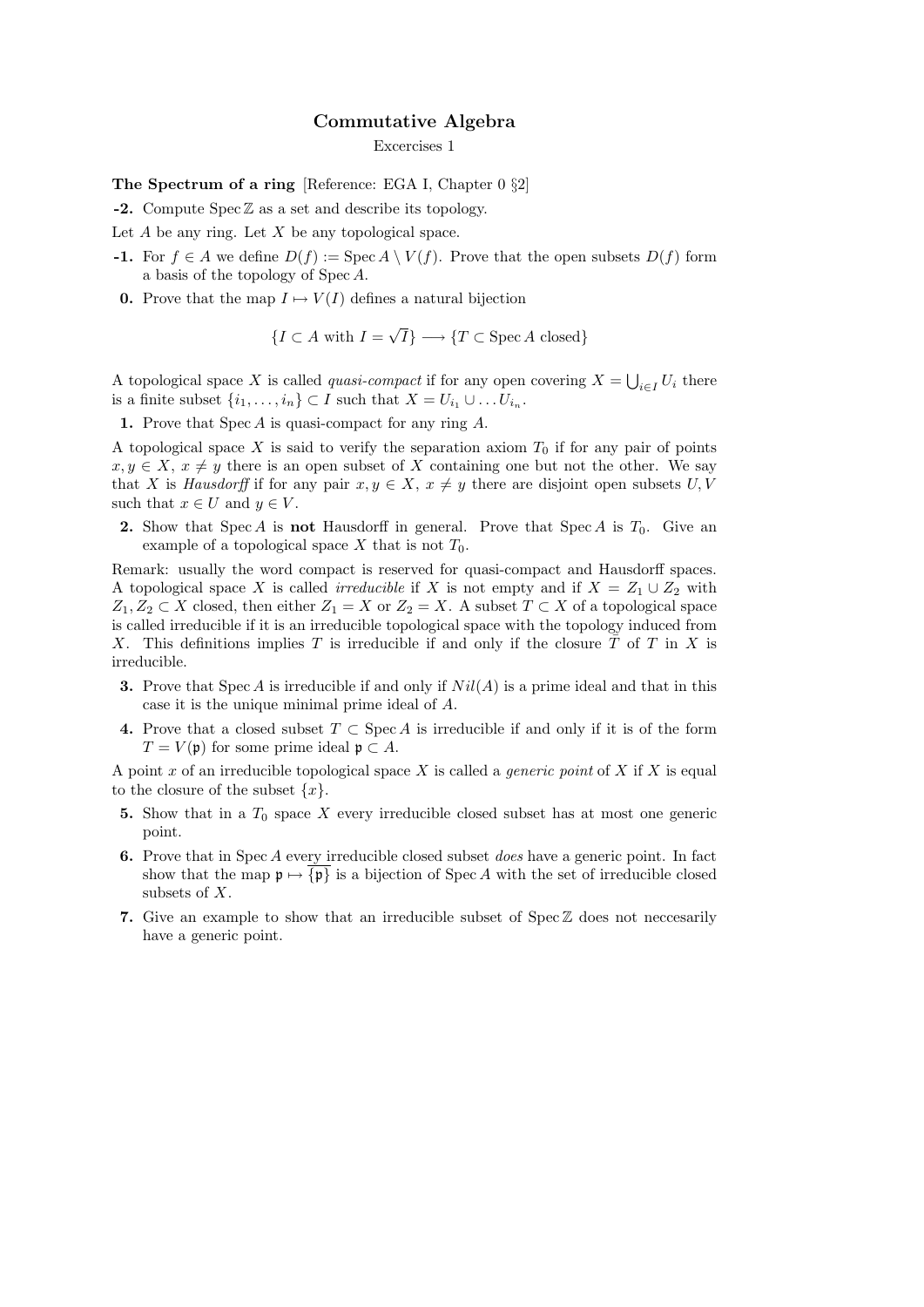# Commutative Algebra

Excercises 1

**The Spectrum of a ring** [Reference: EGA I, Chapter 0 §2]

**-2.** Compute $\operatorname{Spec}\mathbb{Z}$ as a set and describe its topology.

Let $A$ be any ring. Let $X$ be any topological space.

**-1.** For $f \in A$ we define $D(f) := \operatorname{Spec} A \setminus V(f)$. Prove that the open subsets $D(f)$ form a basis of the topology of $\operatorname{Spec} A$.

**0.** Prove that the map $I \mapsto V(I)$ defines a natural bijection

$$\{I \subset A \text{ with } I = \sqrt{I}\} \longrightarrow \{T \subset \operatorname{Spec} A \text{ closed}\}$$

A topological space $X$ is called *quasi-compact* if for any open covering $X = \bigcup_{i \in I} U_i$ there is a finite subset $\{i_1, \ldots, i_n\} \subset I$ such that $X = U_{i_1} \cup \ldots U_{i_n}$.

**1.** Prove that $\operatorname{Spec} A$ is quasi-compact for any ring $A$.

A topological space $X$ is said to verify the separation axiom $T_0$ if for any pair of points $x, y \in X$, $x \neq y$ there is an open subset of $X$ containing one but not the other. We say that $X$ is *Hausdorff* if for any pair $x, y \in X$, $x \neq y$ there are disjoint open subsets $U, V$ such that $x \in U$ and $y \in V$.

**2.** Show that $\operatorname{Spec} A$ is **not** Hausdorff in general. Prove that $\operatorname{Spec} A$ is $T_0$. Give an example of a topological space $X$ that is not $T_0$.

Remark: usually the word compact is reserved for quasi-compact and Hausdorff spaces. A topological space $X$ is called *irreducible* if $X$ is not empty and if $X = Z_1 \cup Z_2$ with $Z_1, Z_2 \subset X$ closed, then either $Z_1 = X$ or $Z_2 = X$. A subset $T \subset X$ of a topological space is called irreducible if it is an irreducible topological space with the topology induced from $X$. This definitions implies $T$ is irreducible if and only if the closure $\bar{T}$ of $T$ in $X$ is irreducible.

**3.** Prove that $\operatorname{Spec} A$ is irreducible if and only if $Nil(A)$ is a prime ideal and that in this case it is the unique minimal prime ideal of $A$.

**4.** Prove that a closed subset $T \subset \operatorname{Spec} A$ is irreducible if and only if it is of the form $T = V(\mathfrak{p})$ for some prime ideal $\mathfrak{p} \subset A$.

A point $x$ of an irreducible topological space $X$ is called a *generic point* of $X$ if $X$ is equal to the closure of the subset $\{x\}$.

**5.** Show that in a $T_0$ space $X$ every irreducible closed subset has at most one generic point.

**6.** Prove that in $\operatorname{Spec} A$ every irreducible closed subset *does* have a generic point. In fact show that the map $\mathfrak{p} \mapsto \overline{\{\mathfrak{p}\}}$ is a bijection of $\operatorname{Spec} A$ with the set of irreducible closed subsets of $X$.

**7.** Give an example to show that an irreducible subset of $\operatorname{Spec}\mathbb{Z}$ does not neccesarily have a generic point.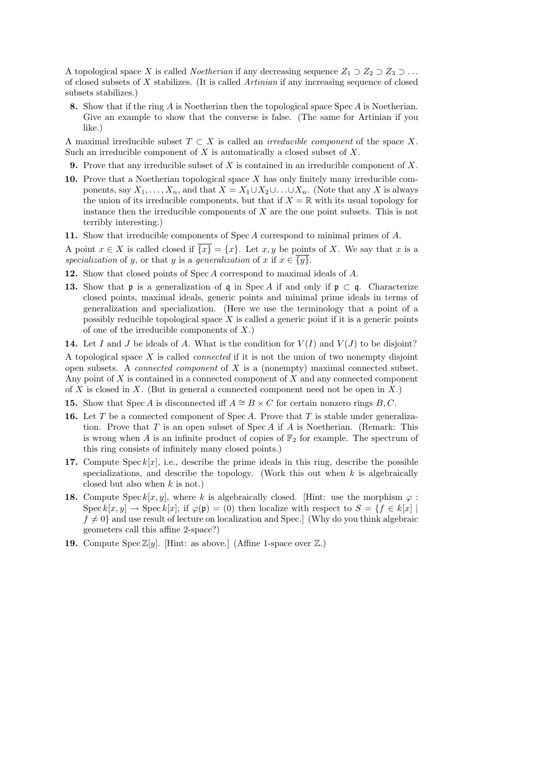A topological space $X$ is called *Noetherian* if any decreasing sequence $Z_1 \supset Z_2 \supset Z_3 \supset \ldots$ of closed subsets of $X$ stabilizes. (It is called *Artinian* if any increasing sequence of closed subsets stabilizes.)

**8.** Show that if the ring $A$ is Noetherian then the topological space $\operatorname{Spec} A$ is Noetherian. Give an example to show that the converse is false. (The same for Artinian if you like.)

A maximal irreducible subset $T \subset X$ is called an *irreducible component* of the space $X$. Such an irreducible component of $X$ is automatically a closed subset of $X$.

**9.** Prove that any irreducible subset of $X$ is contained in an irreducible component of $X$.

**10.** Prove that a Noetherian topological space $X$ has only finitely many irreducible components, say $X_1, \ldots, X_n$, and that $X = X_1 \cup X_2 \cup \ldots \cup X_n$. (Note that any $X$ is always the union of its irreducible components, but that if $X = \mathbb{R}$ with its usual topology for instance then the irreducible components of $X$ are the one point subsets. This is not terribly interesting.)

**11.** Show that irreducible components of $\operatorname{Spec} A$ correspond to minimal primes of $A$.

A point $x \in X$ is called closed if $\overline{\{x\}} = \{x\}$. Let $x, y$ be points of $X$. We say that $x$ is a *specialization* of $y$, or that $y$ is a *generalization* of $x$ if $x \in \overline{\{y\}}$.

**12.** Show that closed points of $\operatorname{Spec} A$ correspond to maximal ideals of $A$.

**13.** Show that $\mathfrak{p}$ is a generalization of $\mathfrak{q}$ in $\operatorname{Spec} A$ if and only if $\mathfrak{p} \subset \mathfrak{q}$. Characterize closed points, maximal ideals, generic points and minimal prime ideals in terms of generalization and specialization. (Here we use the terminology that a point of a possibly reducible topological space $X$ is called a generic point if it is a generic points of one of the irreducible components of $X$.)

**14.** Let $I$ and $J$ be ideals of $A$. What is the condition for $V(I)$ and $V(J)$ to be disjoint?

A topological space $X$ is called *connected* if it is not the union of two nonempty disjoint open subsets. A *connected component* of $X$ is a (nonempty) maximal connected subset. Any point of $X$ is contained in a connected component of $X$ and any connected component of $X$ is closed in $X$. (But in general a connected component need not be open in $X$.)

**15.** Show that $\operatorname{Spec} A$ is disconnected iff $A \cong B \times C$ for certain nonzero rings $B, C$.

**16.** Let $T$ be a connected component of $\operatorname{Spec} A$. Prove that $T$ is stable under generalization. Prove that $T$ is an open subset of $\operatorname{Spec} A$ if $A$ is Noetherian. (Remark: This is wrong when $A$ is an infinite product of copies of $\mathbb{F}_2$ for example. The spectrum of this ring consists of infinitely many closed points.)

**17.** Compute $\operatorname{Spec} k[x]$, i.e., describe the prime ideals in this ring, describe the possible specializations, and describe the topology. (Work this out when $k$ is algebraically closed but also when $k$ is not.)

**18.** Compute $\operatorname{Spec} k[x, y]$, where $k$ is algebraically closed. [Hint: use the morphism $\varphi : \operatorname{Spec} k[x, y] \to \operatorname{Spec} k[x]$; if $\varphi(\mathfrak{p}) = (0)$ then localize with respect to $S = \{f \in k[x] \mid f \neq 0\}$ and use result of lecture on localization and Spec.] (Why do you think algebraic geometers call this affine 2-space?)

**19.** Compute $\operatorname{Spec} \mathbb{Z}[y]$. [Hint: as above.] (Affine 1-space over $\mathbb{Z}$.)